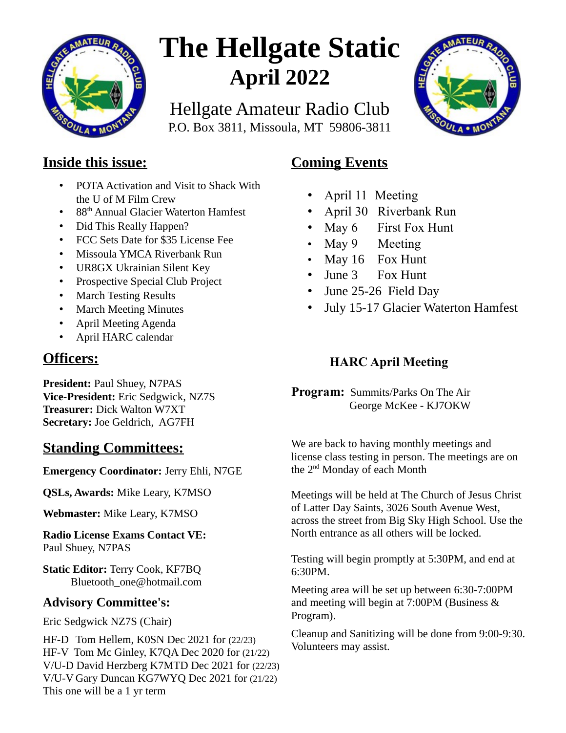# The Hellgate Static

## April 2022

Hellgate Amateur Radio Club
P.O. Box 3811, Missoula, MT 59806-3811

## Inside this issue:

- POTA Activation and Visit to Shack With the U of M Film Crew
- 88th Annual Glacier Waterton Hamfest
- Did This Really Happen?
- FCC Sets Date for $35 License Fee
- Missoula YMCA Riverbank Run
- UR8GX Ukrainian Silent Key
- Prospective Special Club Project
- March Testing Results
- March Meeting Minutes
- April Meeting Agenda
- April HARC calendar

## Officers:

**President:** Paul Shuey, N7PAS
**Vice-President:** Eric Sedgwick, NZ7S
**Treasurer:** Dick Walton W7XT
**Secretary:** Joe Geldrich, AG7FH

## Standing Committees:

**Emergency Coordinator:** Jerry Ehli, N7GE

**QSLs, Awards:** Mike Leary, K7MSO

**Webmaster:** Mike Leary, K7MSO

**Radio License Exams Contact VE:**
Paul Shuey, N7PAS

**Static Editor:** Terry Cook, KF7BQ
Bluetooth_one@hotmail.com

### Advisory Committee's:

Eric Sedgwick NZ7S (Chair)

HF-D Tom Hellem, K0SN Dec 2021 for (22/23)
HF-V Tom Mc Ginley, K7QA Dec 2020 for (21/22)
V/U-D David Herzberg K7MTD Dec 2021 for (22/23)
V/U-V Gary Duncan KG7WYQ Dec 2021 for (21/22)
This one will be a 1 yr term

## Coming Events

- April 11 Meeting
- April 30 Riverbank Run
- May 6 First Fox Hunt
- May 9 Meeting
- May 16 Fox Hunt
- June 3 Fox Hunt
- June 25-26 Field Day
- July 15-17 Glacier Waterton Hamfest

### HARC April Meeting

**Program:** Summits/Parks On The Air
George McKee - KJ7OKW

We are back to having monthly meetings and license class testing in person. The meetings are on the 2nd Monday of each Month

Meetings will be held at The Church of Jesus Christ of Latter Day Saints, 3026 South Avenue West, across the street from Big Sky High School. Use the North entrance as all others will be locked.

Testing will begin promptly at 5:30PM, and end at 6:30PM.

Meeting area will be set up between 6:30-7:00PM and meeting will begin at 7:00PM (Business & Program).

Cleanup and Sanitizing will be done from 9:00-9:30. Volunteers may assist.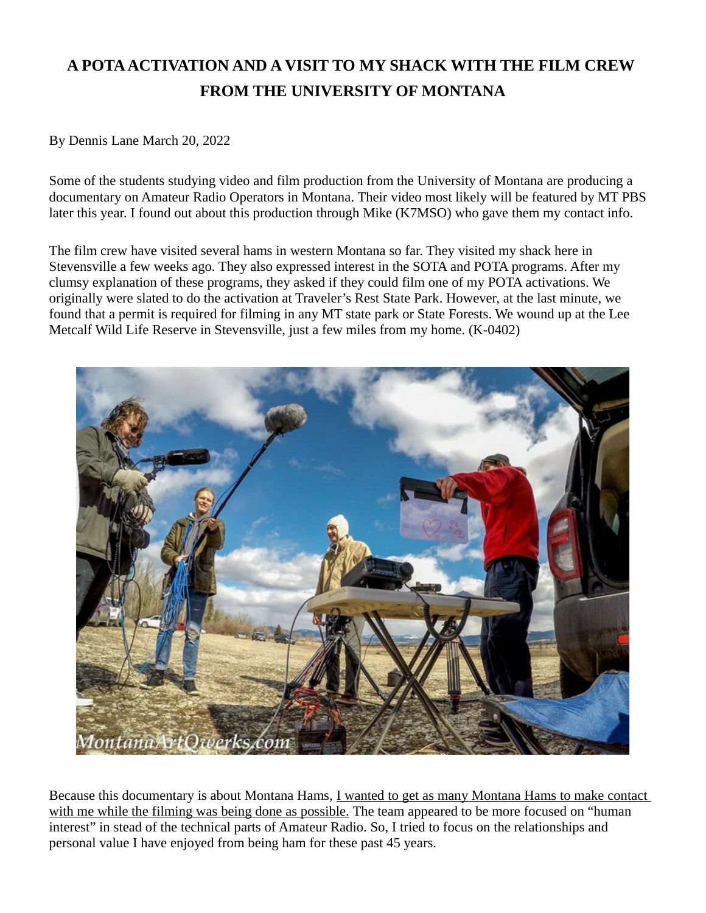# A POTA ACTIVATION AND A VISIT TO MY SHACK WITH THE FILM CREW FROM THE UNIVERSITY OF MONTANA

By Dennis Lane March 20, 2022

Some of the students studying video and film production from the University of Montana are producing a documentary on Amateur Radio Operators in Montana. Their video most likely will be featured by MT PBS later this year. I found out about this production through Mike (K7MSO) who gave them my contact info.

The film crew have visited several hams in western Montana so far. They visited my shack here in Stevensville a few weeks ago. They also expressed interest in the SOTA and POTA programs. After my clumsy explanation of these programs, they asked if they could film one of my POTA activations. We originally were slated to do the activation at Traveler's Rest State Park. However, at the last minute, we found that a permit is required for filming in any MT state park or State Forests. We wound up at the Lee Metcalf Wild Life Reserve in Stevensville, just a few miles from my home. (K-0402)

Because this documentary is about Montana Hams, I wanted to get as many Montana Hams to make contact with me while the filming was being done as possible. The team appeared to be more focused on "human interest" in stead of the technical parts of Amateur Radio. So, I tried to focus on the relationships and personal value I have enjoyed from being ham for these past 45 years.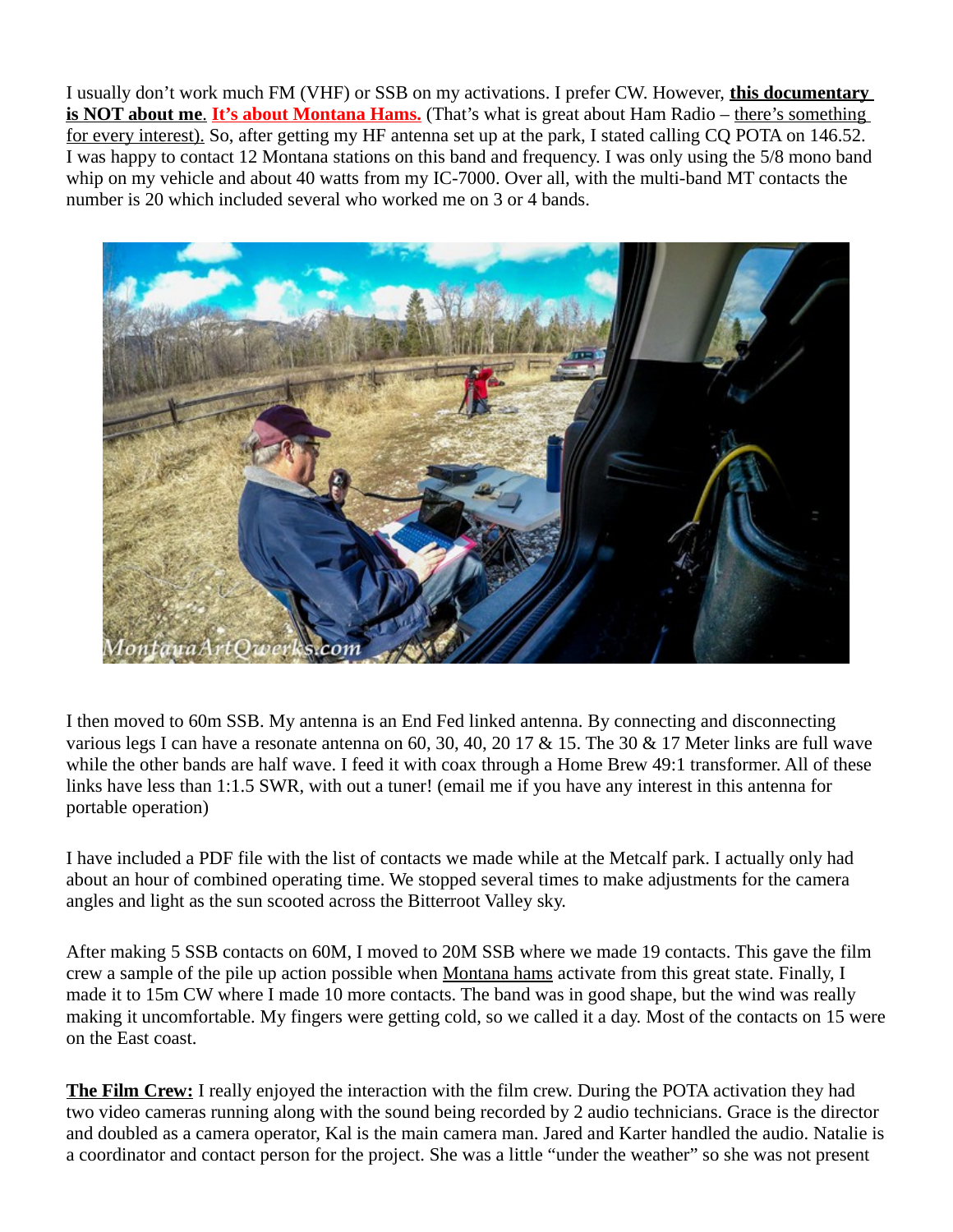I usually don't work much FM (VHF) or SSB on my activations. I prefer CW. However, **this documentary is NOT about me**. **It's about Montana Hams.** (That's what is great about Ham Radio – there's something for every interest). So, after getting my HF antenna set up at the park, I stated calling CQ POTA on 146.52. I was happy to contact 12 Montana stations on this band and frequency. I was only using the 5/8 mono band whip on my vehicle and about 40 watts from my IC-7000. Over all, with the multi-band MT contacts the number is 20 which included several who worked me on 3 or 4 bands.

I then moved to 60m SSB. My antenna is an End Fed linked antenna. By connecting and disconnecting various legs I can have a resonate antenna on 60, 30, 40, 20 17 & 15. The 30 & 17 Meter links are full wave while the other bands are half wave. I feed it with coax through a Home Brew 49:1 transformer. All of these links have less than 1:1.5 SWR, with out a tuner! (email me if you have any interest in this antenna for portable operation)

I have included a PDF file with the list of contacts we made while at the Metcalf park. I actually only had about an hour of combined operating time. We stopped several times to make adjustments for the camera angles and light as the sun scooted across the Bitterroot Valley sky.

After making 5 SSB contacts on 60M, I moved to 20M SSB where we made 19 contacts. This gave the film crew a sample of the pile up action possible when Montana hams activate from this great state. Finally, I made it to 15m CW where I made 10 more contacts. The band was in good shape, but the wind was really making it uncomfortable. My fingers were getting cold, so we called it a day. Most of the contacts on 15 were on the East coast.

**The Film Crew:** I really enjoyed the interaction with the film crew. During the POTA activation they had two video cameras running along with the sound being recorded by 2 audio technicians. Grace is the director and doubled as a camera operator, Kal is the main camera man. Jared and Karter handled the audio. Natalie is a coordinator and contact person for the project. She was a little "under the weather" so she was not present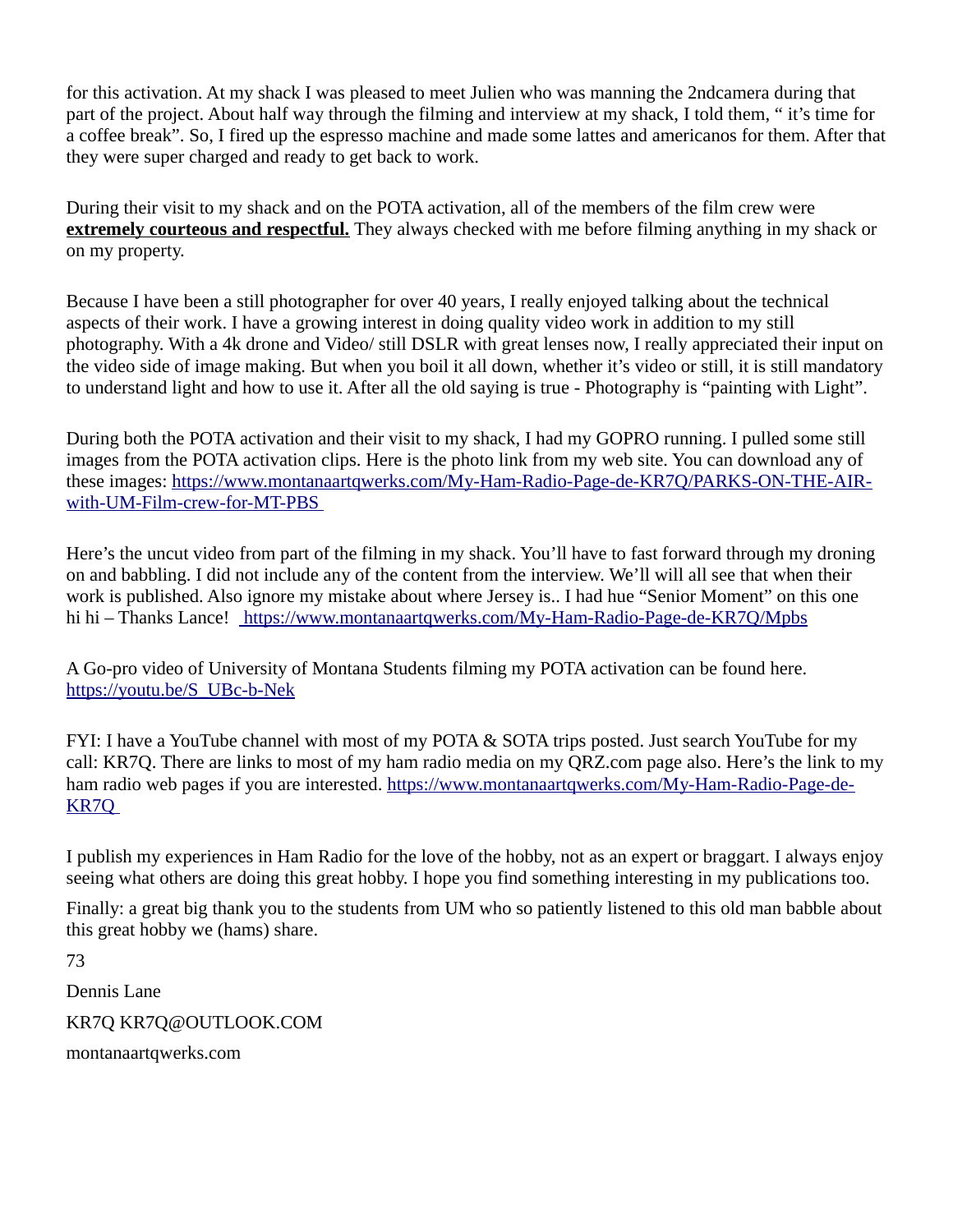for this activation. At my shack I was pleased to meet Julien who was manning the 2ndcamera during that part of the project. About half way through the filming and interview at my shack, I told them, " it's time for a coffee break". So, I fired up the espresso machine and made some lattes and americanos for them. After that they were super charged and ready to get back to work.

During their visit to my shack and on the POTA activation, all of the members of the film crew were **extremely courteous and respectful.** They always checked with me before filming anything in my shack or on my property.

Because I have been a still photographer for over 40 years, I really enjoyed talking about the technical aspects of their work. I have a growing interest in doing quality video work in addition to my still photography. With a 4k drone and Video/ still DSLR with great lenses now, I really appreciated their input on the video side of image making. But when you boil it all down, whether it's video or still, it is still mandatory to understand light and how to use it. After all the old saying is true - Photography is "painting with Light".

During both the POTA activation and their visit to my shack, I had my GOPRO running. I pulled some still images from the POTA activation clips. Here is the photo link from my web site. You can download any of these images: https://www.montanaartqwerks.com/My-Ham-Radio-Page-de-KR7Q/PARKS-ON-THE-AIR-with-UM-Film-crew-for-MT-PBS

Here's the uncut video from part of the filming in my shack. You'll have to fast forward through my droning on and babbling. I did not include any of the content from the interview. We'll will all see that when their work is published. Also ignore my mistake about where Jersey is.. I had hue "Senior Moment" on this one hi hi – Thanks Lance! https://www.montanaartqwerks.com/My-Ham-Radio-Page-de-KR7Q/Mpbs

A Go-pro video of University of Montana Students filming my POTA activation can be found here. https://youtu.be/S_UBc-b-Nek

FYI: I have a YouTube channel with most of my POTA & SOTA trips posted. Just search YouTube for my call: KR7Q. There are links to most of my ham radio media on my QRZ.com page also. Here's the link to my ham radio web pages if you are interested. https://www.montanaartqwerks.com/My-Ham-Radio-Page-de-KR7Q

I publish my experiences in Ham Radio for the love of the hobby, not as an expert or braggart. I always enjoy seeing what others are doing this great hobby. I hope you find something interesting in my publications too.

Finally: a great big thank you to the students from UM who so patiently listened to this old man babble about this great hobby we (hams) share.

73

Dennis Lane

KR7Q KR7Q@OUTLOOK.COM

montanaartqwerks.com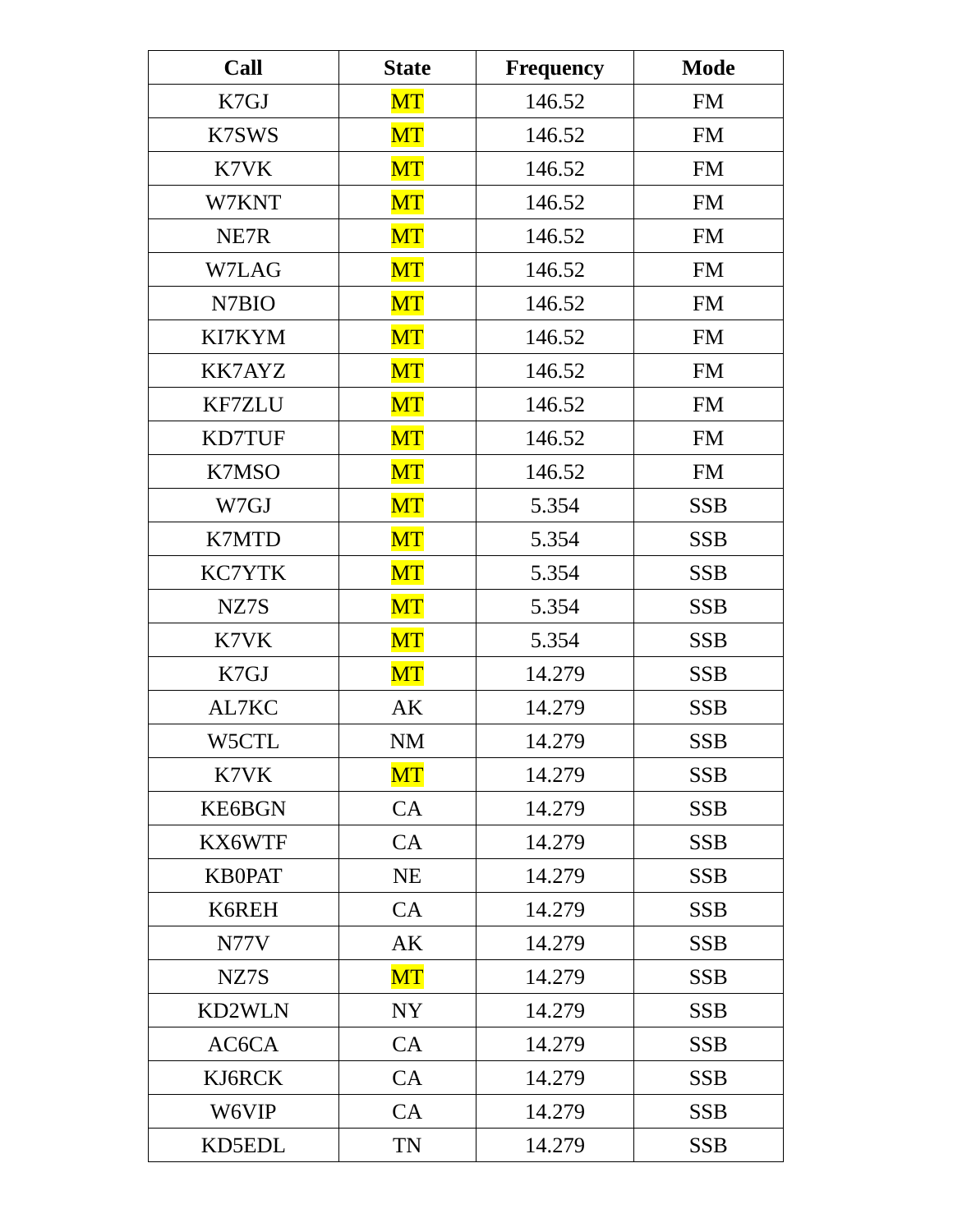| Call | State | Frequency | Mode |
| --- | --- | --- | --- |
| K7GJ | MT | 146.52 | FM |
| K7SWS | MT | 146.52 | FM |
| K7VK | MT | 146.52 | FM |
| W7KNT | MT | 146.52 | FM |
| NE7R | MT | 146.52 | FM |
| W7LAG | MT | 146.52 | FM |
| N7BIO | MT | 146.52 | FM |
| KI7KYM | MT | 146.52 | FM |
| KK7AYZ | MT | 146.52 | FM |
| KF7ZLU | MT | 146.52 | FM |
| KD7TUF | MT | 146.52 | FM |
| K7MSO | MT | 146.52 | FM |
| W7GJ | MT | 5.354 | SSB |
| K7MTD | MT | 5.354 | SSB |
| KC7YTK | MT | 5.354 | SSB |
| NZ7S | MT | 5.354 | SSB |
| K7VK | MT | 5.354 | SSB |
| K7GJ | MT | 14.279 | SSB |
| AL7KC | AK | 14.279 | SSB |
| W5CTL | NM | 14.279 | SSB |
| K7VK | MT | 14.279 | SSB |
| KE6BGN | CA | 14.279 | SSB |
| KX6WTF | CA | 14.279 | SSB |
| KB0PAT | NE | 14.279 | SSB |
| K6REH | CA | 14.279 | SSB |
| N77V | AK | 14.279 | SSB |
| NZ7S | MT | 14.279 | SSB |
| KD2WLN | NY | 14.279 | SSB |
| AC6CA | CA | 14.279 | SSB |
| KJ6RCK | CA | 14.279 | SSB |
| W6VIP | CA | 14.279 | SSB |
| KD5EDL | TN | 14.279 | SSB |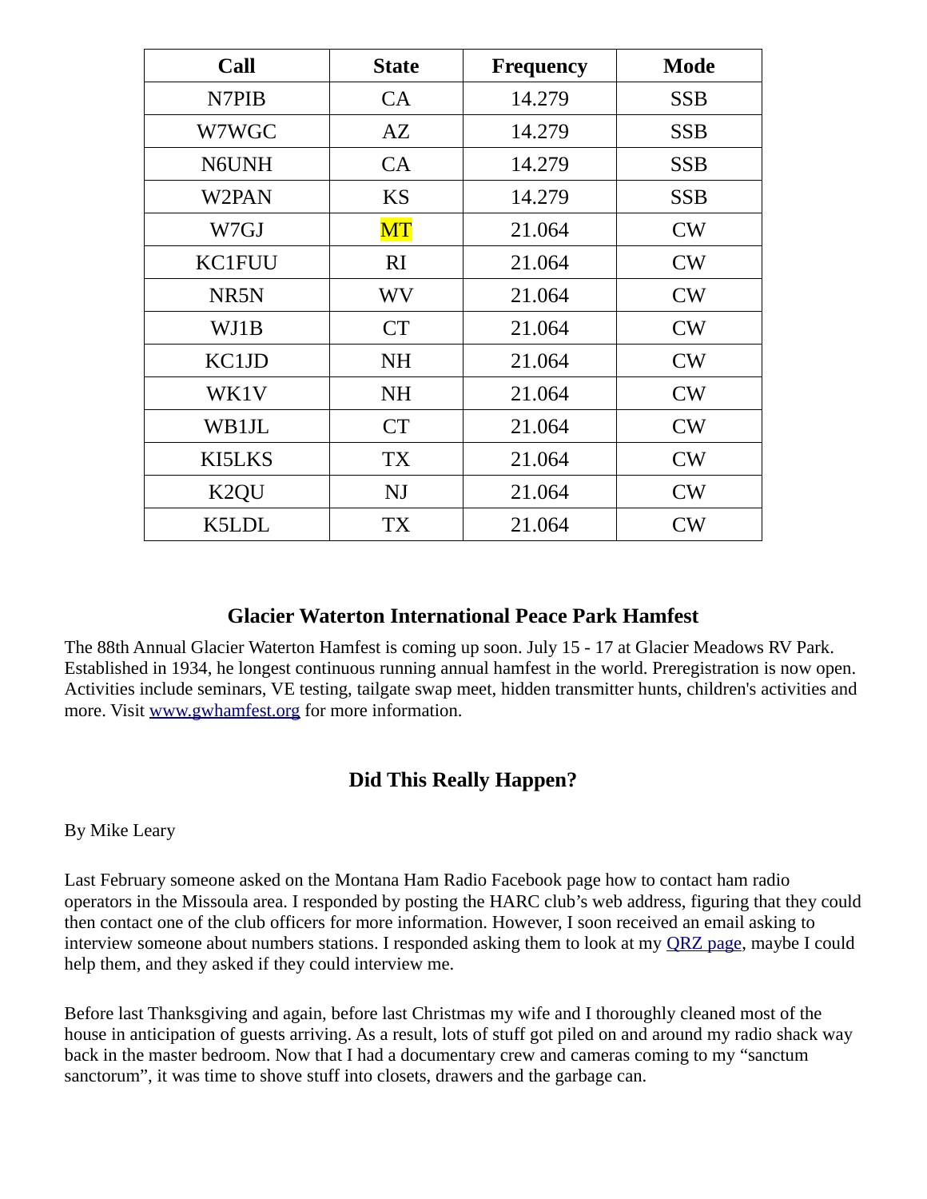| Call | State | Frequency | Mode |
|---|---|---|---|
| N7PIB | CA | 14.279 | SSB |
| W7WGC | AZ | 14.279 | SSB |
| N6UNH | CA | 14.279 | SSB |
| W2PAN | KS | 14.279 | SSB |
| W7GJ | MT | 21.064 | CW |
| KC1FUU | RI | 21.064 | CW |
| NR5N | WV | 21.064 | CW |
| WJ1B | CT | 21.064 | CW |
| KC1JD | NH | 21.064 | CW |
| WK1V | NH | 21.064 | CW |
| WB1JL | CT | 21.064 | CW |
| KI5LKS | TX | 21.064 | CW |
| K2QU | NJ | 21.064 | CW |
| K5LDL | TX | 21.064 | CW |

## Glacier Waterton International Peace Park Hamfest

The 88th Annual Glacier Waterton Hamfest is coming up soon. July 15 - 17 at Glacier Meadows RV Park. Established in 1934, he longest continuous running annual hamfest in the world. Preregistration is now open. Activities include seminars, VE testing, tailgate swap meet, hidden transmitter hunts, children's activities and more. Visit [www.gwhamfest.org](http://www.gwhamfest.org) for more information.

## Did This Really Happen?

By Mike Leary

Last February someone asked on the Montana Ham Radio Facebook page how to contact ham radio operators in the Missoula area. I responded by posting the HARC club's web address, figuring that they could then contact one of the club officers for more information. However, I soon received an email asking to interview someone about numbers stations. I responded asking them to look at my QRZ page, maybe I could help them, and they asked if they could interview me.

Before last Thanksgiving and again, before last Christmas my wife and I thoroughly cleaned most of the house in anticipation of guests arriving. As a result, lots of stuff got piled on and around my radio shack way back in the master bedroom. Now that I had a documentary crew and cameras coming to my "sanctum sanctorum", it was time to shove stuff into closets, drawers and the garbage can.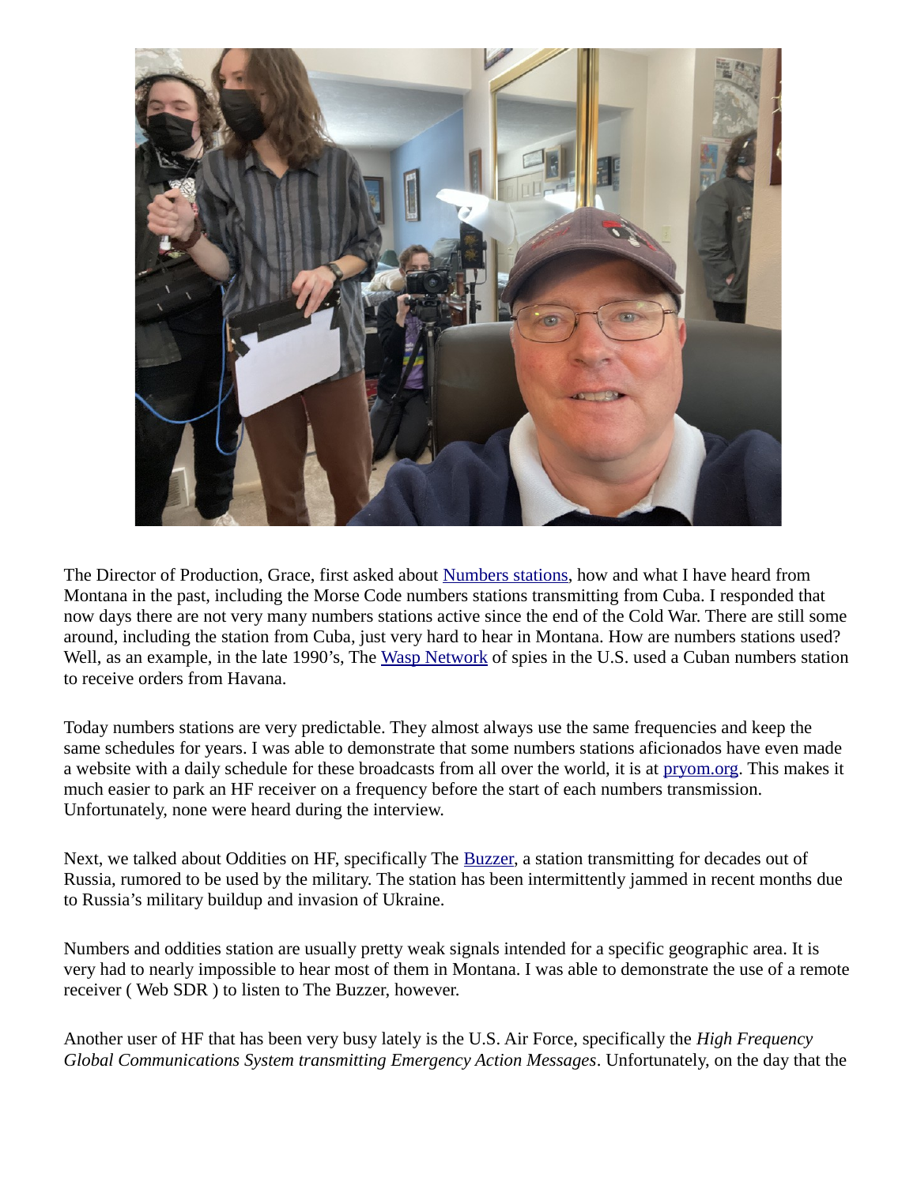The Director of Production, Grace, first asked about Numbers stations, how and what I have heard from Montana in the past, including the Morse Code numbers stations transmitting from Cuba. I responded that now days there are not very many numbers stations active since the end of the Cold War. There are still some around, including the station from Cuba, just very hard to hear in Montana. How are numbers stations used? Well, as an example, in the late 1990's, The Wasp Network of spies in the U.S. used a Cuban numbers station to receive orders from Havana.

Today numbers stations are very predictable. They almost always use the same frequencies and keep the same schedules for years. I was able to demonstrate that some numbers stations aficionados have even made a website with a daily schedule for these broadcasts from all over the world, it is at pryom.org. This makes it much easier to park an HF receiver on a frequency before the start of each numbers transmission. Unfortunately, none were heard during the interview.

Next, we talked about Oddities on HF, specifically The Buzzer, a station transmitting for decades out of Russia, rumored to be used by the military. The station has been intermittently jammed in recent months due to Russia's military buildup and invasion of Ukraine.

Numbers and oddities station are usually pretty weak signals intended for a specific geographic area. It is very had to nearly impossible to hear most of them in Montana. I was able to demonstrate the use of a remote receiver ( Web SDR ) to listen to The Buzzer, however.

Another user of HF that has been very busy lately is the U.S. Air Force, specifically the *High Frequency Global Communications System transmitting Emergency Action Messages*. Unfortunately, on the day that the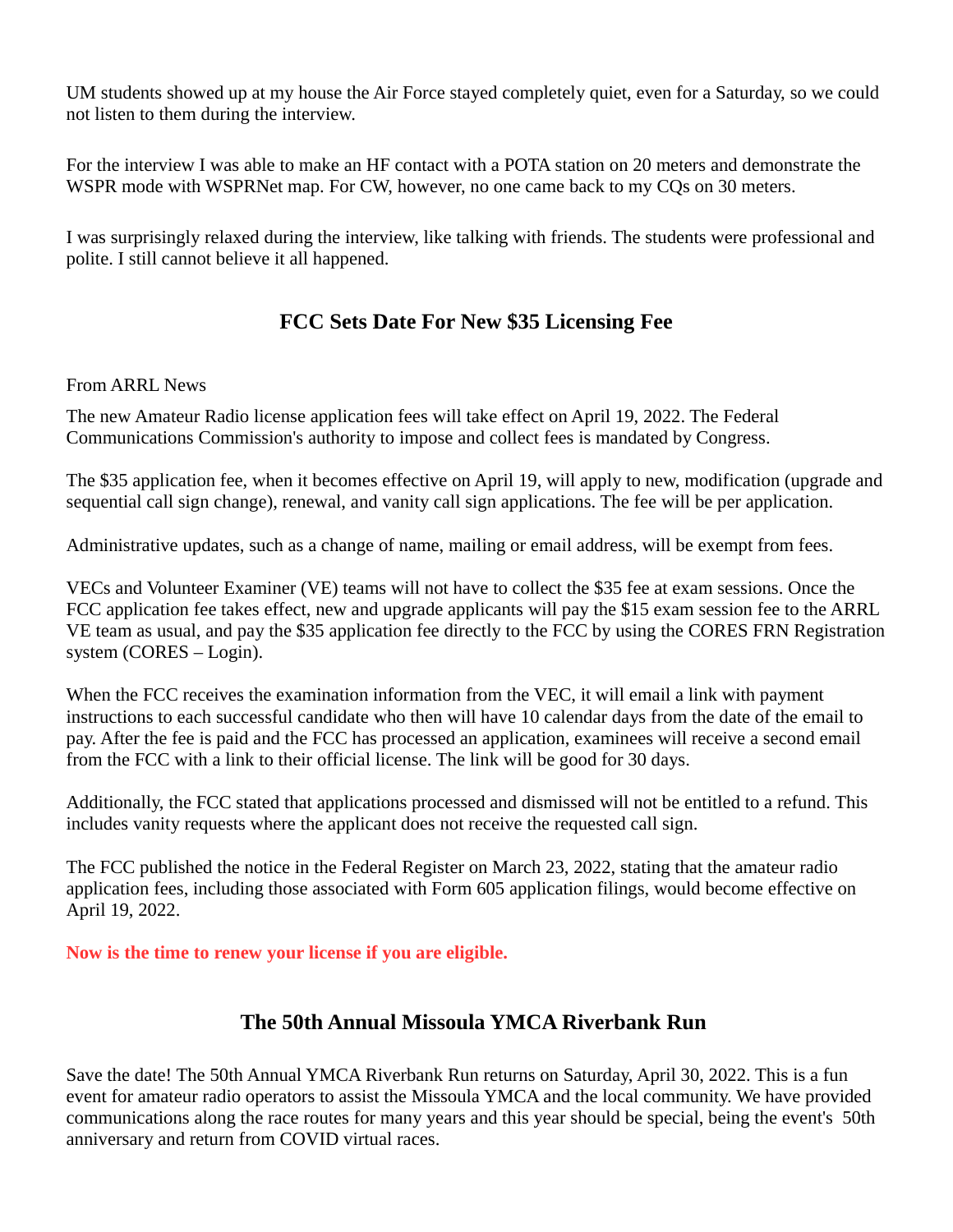UM students showed up at my house the Air Force stayed completely quiet, even for a Saturday, so we could not listen to them during the interview.

For the interview I was able to make an HF contact with a POTA station on 20 meters and demonstrate the WSPR mode with WSPRNet map. For CW, however, no one came back to my CQs on 30 meters.

I was surprisingly relaxed during the interview, like talking with friends. The students were professional and polite. I still cannot believe it all happened.

## FCC Sets Date For New $35 Licensing Fee

From ARRL News

The new Amateur Radio license application fees will take effect on April 19, 2022. The Federal Communications Commission's authority to impose and collect fees is mandated by Congress.

The $35 application fee, when it becomes effective on April 19, will apply to new, modification (upgrade and sequential call sign change), renewal, and vanity call sign applications. The fee will be per application.

Administrative updates, such as a change of name, mailing or email address, will be exempt from fees.

VECs and Volunteer Examiner (VE) teams will not have to collect the $35 fee at exam sessions. Once the FCC application fee takes effect, new and upgrade applicants will pay the $15 exam session fee to the ARRL VE team as usual, and pay the $35 application fee directly to the FCC by using the CORES FRN Registration system (CORES – Login).

When the FCC receives the examination information from the VEC, it will email a link with payment instructions to each successful candidate who then will have 10 calendar days from the date of the email to pay. After the fee is paid and the FCC has processed an application, examinees will receive a second email from the FCC with a link to their official license. The link will be good for 30 days.

Additionally, the FCC stated that applications processed and dismissed will not be entitled to a refund. This includes vanity requests where the applicant does not receive the requested call sign.

The FCC published the notice in the Federal Register on March 23, 2022, stating that the amateur radio application fees, including those associated with Form 605 application filings, would become effective on April 19, 2022.

**Now is the time to renew your license if you are eligible.**

## The 50th Annual Missoula YMCA Riverbank Run

Save the date! The 50th Annual YMCA Riverbank Run returns on Saturday, April 30, 2022. This is a fun event for amateur radio operators to assist the Missoula YMCA and the local community. We have provided communications along the race routes for many years and this year should be special, being the event's 50th anniversary and return from COVID virtual races.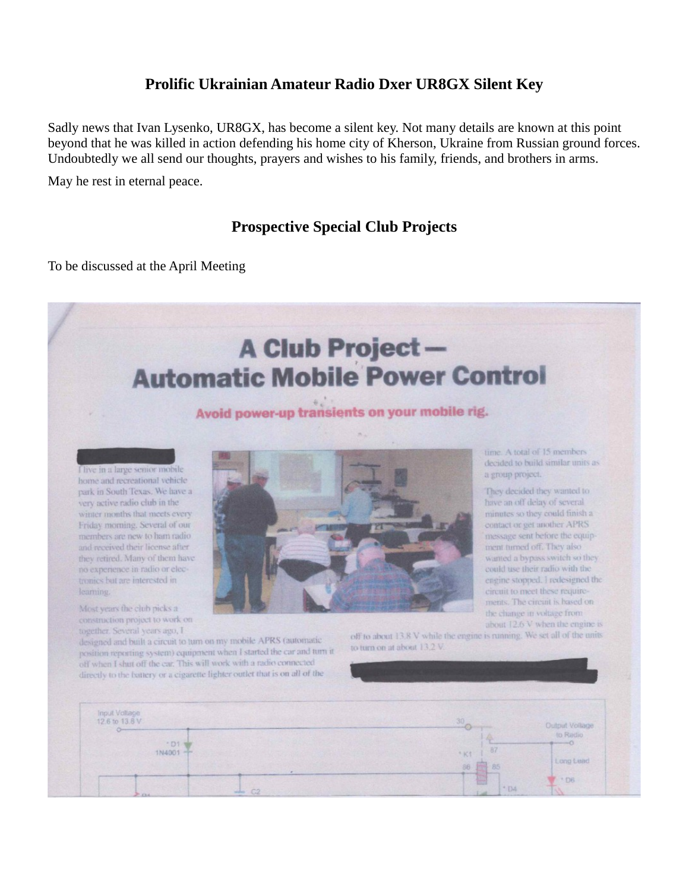## Prolific Ukrainian Amateur Radio Dxer UR8GX Silent Key

Sadly news that Ivan Lysenko, UR8GX, has become a silent key. Not many details are known at this point beyond that he was killed in action defending his home city of Kherson, Ukraine from Russian ground forces. Undoubtedly we all send our thoughts, prayers and wishes to his family, friends, and brothers in arms.

May he rest in eternal peace.

## Prospective Special Club Projects

To be discussed at the April Meeting

# A Club Project — Automatic Mobile Power Control

**Avoid power-up transients on your mobile rig.**

I live in a large senior mobile home and recreational vehicle park in South Texas. We have a very active radio club in the winter months that meets every Friday morning. Several of our members are new to ham radio and received their license after they retired. Many of them have no experience in radio or electronics but are interested in learning.

Most years the club picks a construction project to work on together. Several years ago, I designed and built a circuit to turn on my mobile APRS (automatic position reporting system) equipment when I started the car and turn it off when I shut off the car. This will work with a radio connected directly to the battery or a cigarette lighter outlet that is on all of the time. A total of 15 members decided to build similar units as a group project.

They decided they wanted to have an off delay of several minutes so they could finish a contact or get another APRS message sent before the equipment turned off. They also wanted a bypass switch so they could use their radio with the engine stopped. I redesigned the circuit to meet these requirements. The circuit is based on the change in voltage from about 12.6 V when the engine is off to about 13.8 V while the engine is running. We set all of the units to turn on at about 13.2 V.

Input Voltage 12.6 to 13.8 V

Output Voltage to Radio

Long Lead

D1 1N4001

K1

C2

D4

D6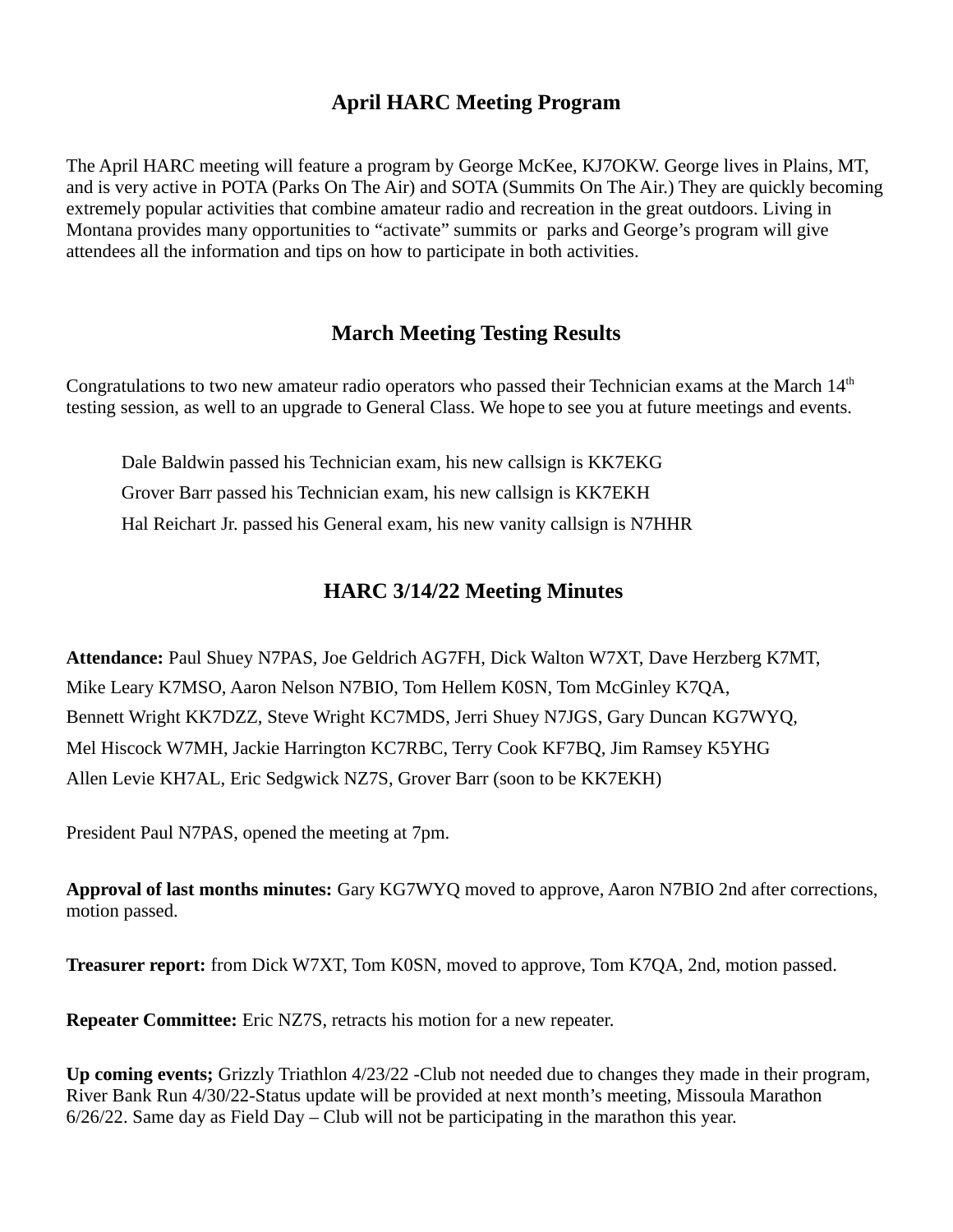## April HARC Meeting Program

The April HARC meeting will feature a program by George McKee, KJ7OKW. George lives in Plains, MT, and is very active in POTA (Parks On The Air) and SOTA (Summits On The Air.) They are quickly becoming extremely popular activities that combine amateur radio and recreation in the great outdoors. Living in Montana provides many opportunities to "activate" summits or parks and George's program will give attendees all the information and tips on how to participate in both activities.

## March Meeting Testing Results

Congratulations to two new amateur radio operators who passed their Technician exams at the March 14th testing session, as well to an upgrade to General Class. We hope to see you at future meetings and events.

Dale Baldwin passed his Technician exam, his new callsign is KK7EKG

Grover Barr passed his Technician exam, his new callsign is KK7EKH

Hal Reichart Jr. passed his General exam, his new vanity callsign is N7HHR

## HARC 3/14/22 Meeting Minutes

**Attendance:** Paul Shuey N7PAS, Joe Geldrich AG7FH, Dick Walton W7XT, Dave Herzberg K7MT, Mike Leary K7MSO, Aaron Nelson N7BIO, Tom Hellem K0SN, Tom McGinley K7QA, Bennett Wright KK7DZZ, Steve Wright KC7MDS, Jerri Shuey N7JGS, Gary Duncan KG7WYQ, Mel Hiscock W7MH, Jackie Harrington KC7RBC, Terry Cook KF7BQ, Jim Ramsey K5YHG Allen Levie KH7AL, Eric Sedgwick NZ7S, Grover Barr (soon to be KK7EKH)

President Paul N7PAS, opened the meeting at 7pm.

**Approval of last months minutes:** Gary KG7WYQ moved to approve, Aaron N7BIO 2nd after corrections, motion passed.

**Treasurer report:** from Dick W7XT, Tom K0SN, moved to approve, Tom K7QA, 2nd, motion passed.

**Repeater Committee:** Eric NZ7S, retracts his motion for a new repeater.

**Up coming events;** Grizzly Triathlon 4/23/22 -Club not needed due to changes they made in their program, River Bank Run 4/30/22-Status update will be provided at next month's meeting, Missoula Marathon 6/26/22. Same day as Field Day – Club will not be participating in the marathon this year.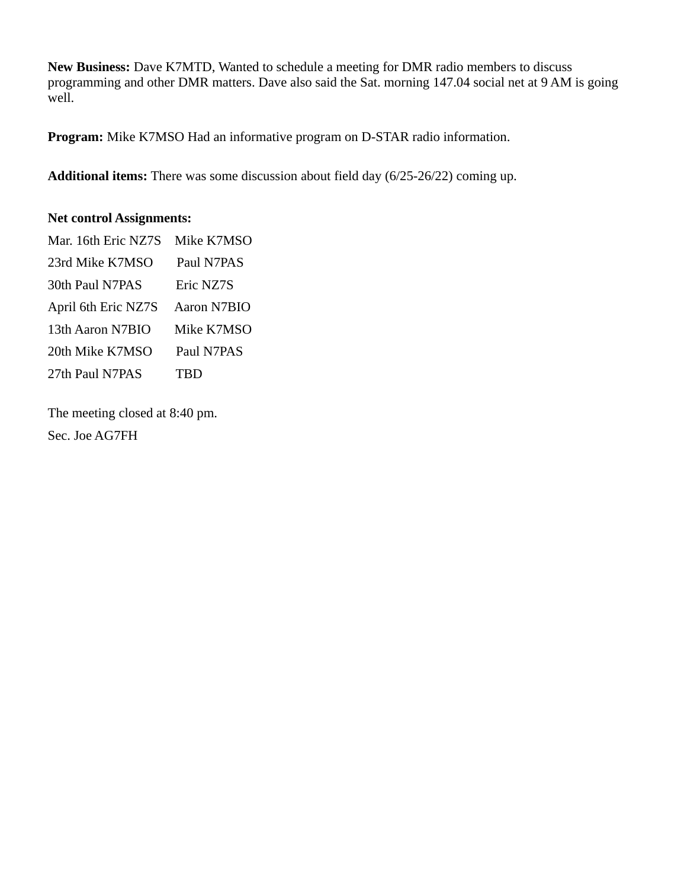**New Business:** Dave K7MTD, Wanted to schedule a meeting for DMR radio members to discuss programming and other DMR matters. Dave also said the Sat. morning 147.04 social net at 9 AM is going well.

**Program:** Mike K7MSO Had an informative program on D-STAR radio information.

**Additional items:** There was some discussion about field day (6/25-26/22) coming up.

**Net control Assignments:**

Mar. 16th Eric NZ7S    Mike K7MSO

23rd Mike K7MSO    Paul N7PAS

30th Paul N7PAS    Eric NZ7S

April 6th Eric NZ7S    Aaron N7BIO

13th Aaron N7BIO    Mike K7MSO

20th Mike K7MSO    Paul N7PAS

27th Paul N7PAS    TBD

The meeting closed at 8:40 pm.

Sec. Joe AG7FH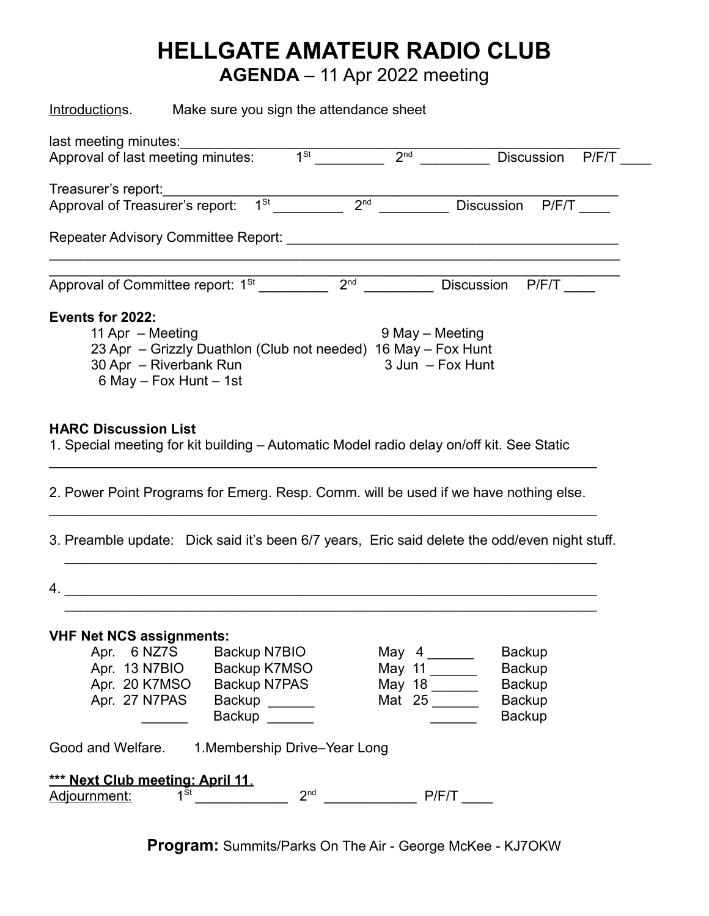# HELLGATE AMATEUR RADIO CLUB

## **AGENDA** – 11 Apr 2022 meeting

Introductions. Make sure you sign the attendance sheet

last meeting minutes:_______________________________________________________

Approval of last meeting minutes: 1st _________ 2nd _________ Discussion P/F/T ____

Treasurer's report:___________________________________________________________

Approval of Treasurer's report: 1st _________ 2nd _________ Discussion P/F/T ____

Repeater Advisory Committee Report: ____________________________________________

___________________________________________________________________________

___________________________________________________________________________

Approval of Committee report: 1st _________ 2nd _________ Discussion P/F/T ____

**Events for 2022:**

- 11 Apr – Meeting
- 23 Apr – Grizzly Duathlon (Club not needed)
- 30 Apr – Riverbank Run
- 6 May – Fox Hunt – 1st
- 9 May – Meeting
- 16 May – Fox Hunt
- 3 Jun – Fox Hunt

**HARC Discussion List**

1. Special meeting for kit building – Automatic Model radio delay on/off kit. See Static

___________________________________________________________________________

2. Power Point Programs for Emerg. Resp. Comm. will be used if we have nothing else.

___________________________________________________________________________

3. Preamble update: Dick said it's been 6/7 years, Eric said delete the odd/even night stuff.

___________________________________________________________________________

4. _________________________________________________________________________

___________________________________________________________________________

**VHF Net NCS assignments:**

| | | | |
|---|---|---|---|
| Apr. 6 NZ7S | Backup N7BIO | May 4 ______ | Backup |
| Apr. 13 N7BIO | Backup K7MSO | May 11 ______ | Backup |
| Apr. 20 K7MSO | Backup N7PAS | May 18 ______ | Backup |
| Apr. 27 N7PAS | Backup ______ | Mat 25 ______ | Backup |
| ______ | Backup ______ | ______ | Backup |

Good and Welfare. 1.Membership Drive–Year Long

**\*\*\* Next Club meeting: April 11.**

Adjournment: 1st ____________ 2nd ____________ P/F/T ____

**Program:** Summits/Parks On The Air - George McKee - KJ7OKW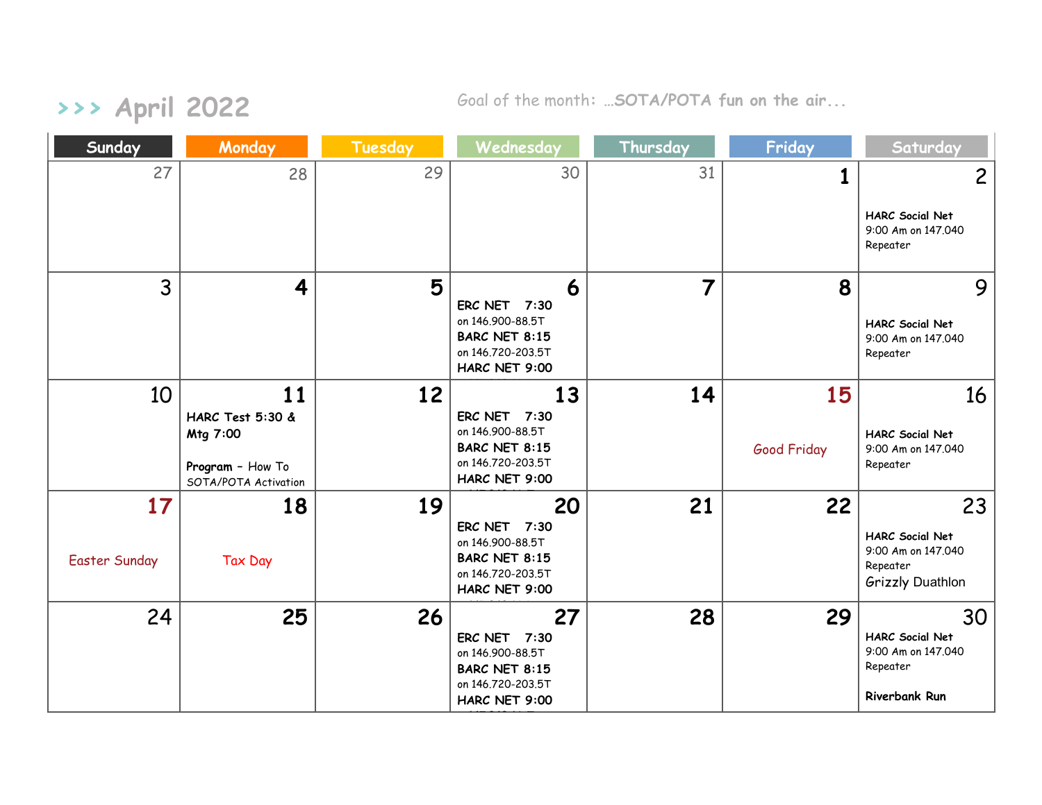# >>> April 2022

Goal of the month: …SOTA/POTA fun on the air…

| Sunday | Monday | Tuesday | Wednesday | Thursday | Friday | Saturday |
|---|---|---|---|---|---|---|
| 27 | 28 | 29 | 30 | 31 | 1 | 2<br>**HARC Social Net**<br>9:00 Am on 147.040 Repeater |
| 3 | 4 | 5 | 6<br>**ERC NET 7:30**<br>on 146.900-88.5T<br>**BARC NET 8:15**<br>on 146.720-203.5T<br>**HARC NET 9:00** | 7 | 8 | 9<br>**HARC Social Net**<br>9:00 Am on 147.040 Repeater |
| 10 | 11<br>**HARC Test 5:30 & Mtg 7:00**<br>**Program** – How To SOTA/POTA Activation | 12 | 13<br>**ERC NET 7:30**<br>on 146.900-88.5T<br>**BARC NET 8:15**<br>on 146.720-203.5T<br>**HARC NET 9:00** | 14 | 15<br>Good Friday | 16<br>**HARC Social Net**<br>9:00 Am on 147.040 Repeater |
| 17<br>Easter Sunday | 18<br>Tax Day | 19 | 20<br>**ERC NET 7:30**<br>on 146.900-88.5T<br>**BARC NET 8:15**<br>on 146.720-203.5T<br>**HARC NET 9:00** | 21 | 22 | 23<br>**HARC Social Net**<br>9:00 Am on 147.040 Repeater<br>Grizzly Duathlon |
| 24 | 25 | 26 | 27<br>**ERC NET 7:30**<br>on 146.900-88.5T<br>**BARC NET 8:15**<br>on 146.720-203.5T<br>**HARC NET 9:00** | 28 | 29 | 30<br>**HARC Social Net**<br>9:00 Am on 147.040 Repeater<br>**Riverbank Run** |